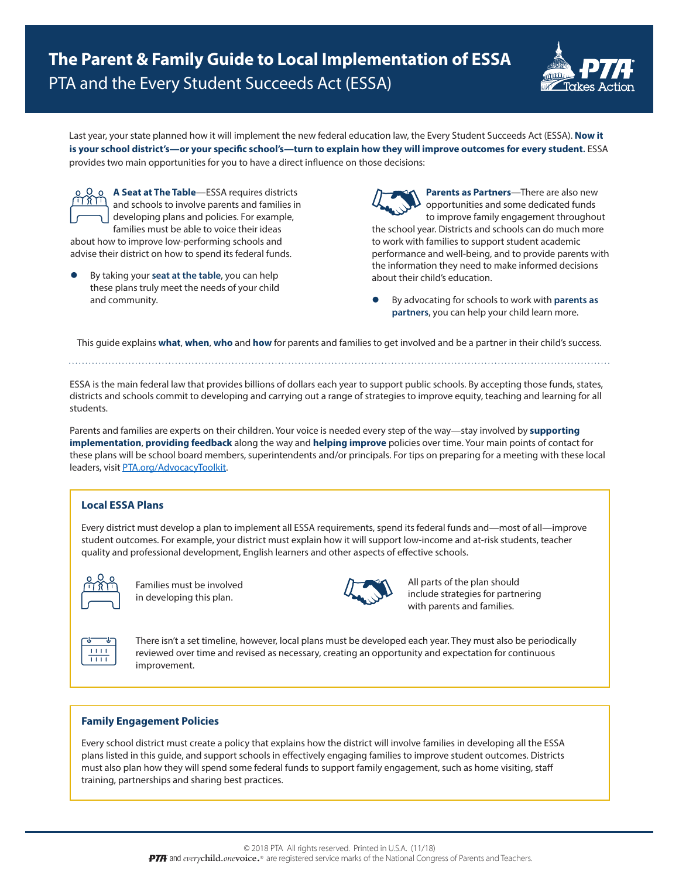# The Parent & Family Guide to Local Implementation of ESSA

## PTA and the Every Student Succeeds Act (ESSA)

Last year, your state planned how it will implement the new federal education law, the Every Student Succeeds Act (ESSA). **Now it is your school district's—or your specific school's—turn to explain how they will improve outcomes for every student.** ESSA provides two main opportunities for you to have a direct influence on those decisions:

**A Seat at The Table**—ESSA requires districts and schools to involve parents and families in developing plans and policies. For example, families must be able to voice their ideas about how to improve low-performing schools and advise their district on how to spend its federal funds.

- By taking your **seat at the table**, you can help these plans truly meet the needs of your child and community.

**Parents as Partners**—There are also new opportunities and some dedicated funds to improve family engagement throughout the school year. Districts and schools can do much more to work with families to support student academic performance and well-being, and to provide parents with the information they need to make informed decisions about their child's education.

- By advocating for schools to work with **parents as partners**, you can help your child learn more.

This guide explains **what**, **when**, **who** and **how** for parents and families to get involved and be a partner in their child's success.

ESSA is the main federal law that provides billions of dollars each year to support public schools. By accepting those funds, states, districts and schools commit to developing and carrying out a range of strategies to improve equity, teaching and learning for all students.

Parents and families are experts on their children. Your voice is needed every step of the way—stay involved by **supporting implementation**, **providing feedback** along the way and **helping improve** policies over time. Your main points of contact for these plans will be school board members, superintendents and/or principals. For tips on preparing for a meeting with these local leaders, visit PTA.org/AdvocacyToolkit.

### Local ESSA Plans

Every district must develop a plan to implement all ESSA requirements, spend its federal funds and—most of all—improve student outcomes. For example, your district must explain how it will support low-income and at-risk students, teacher quality and professional development, English learners and other aspects of effective schools.

Families must be involved in developing this plan.

All parts of the plan should include strategies for partnering with parents and families.

There isn't a set timeline, however, local plans must be developed each year. They must also be periodically reviewed over time and revised as necessary, creating an opportunity and expectation for continuous improvement.

### Family Engagement Policies

Every school district must create a policy that explains how the district will involve families in developing all the ESSA plans listed in this guide, and support schools in effectively engaging families to improve student outcomes. Districts must also plan how they will spend some federal funds to support family engagement, such as home visiting, staff training, partnerships and sharing best practices.

© 2018 PTA All rights reserved. Printed in U.S.A. (11/18)
PTA and everychild.onevoice.® are registered service marks of the National Congress of Parents and Teachers.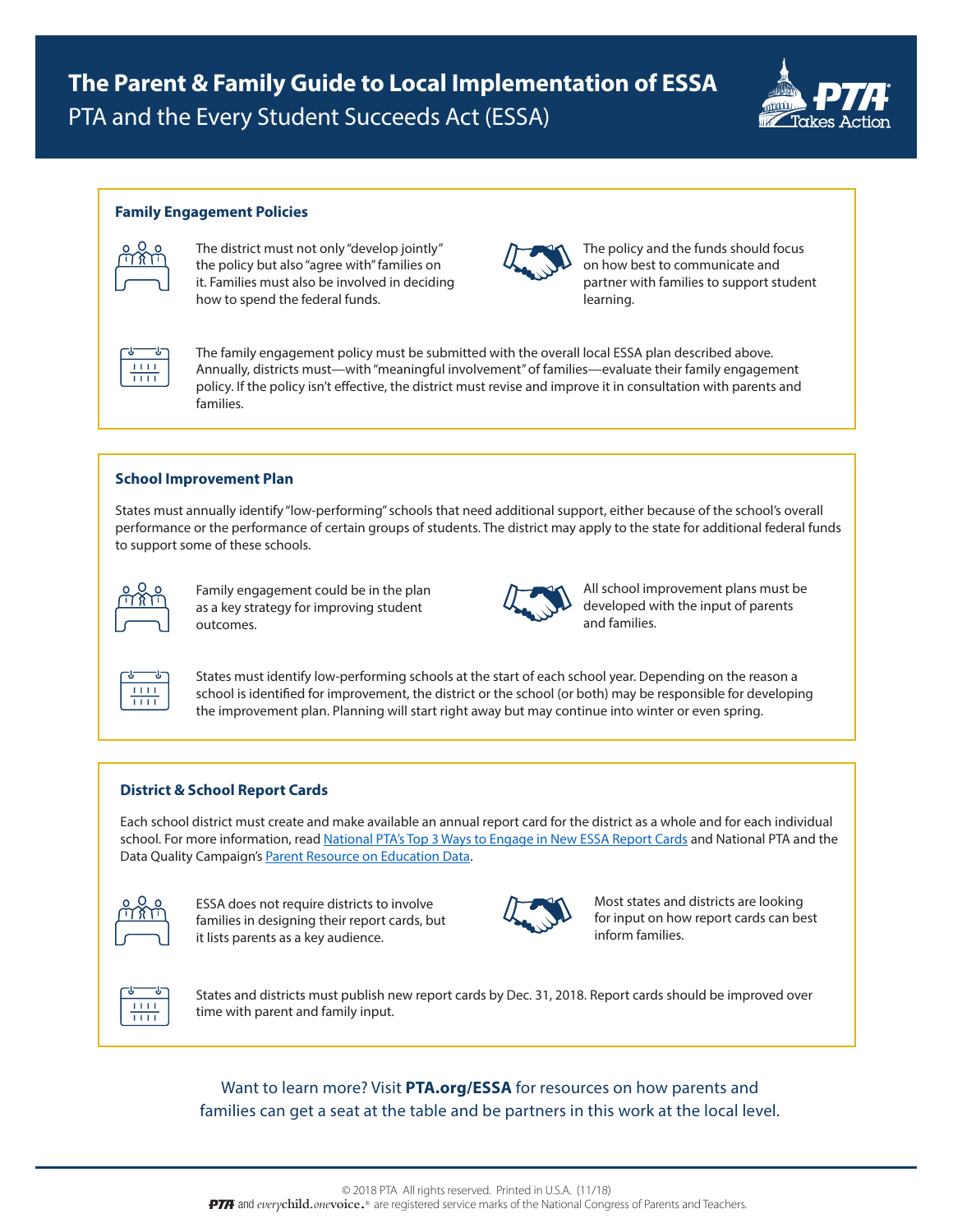# The Parent & Family Guide to Local Implementation of ESSA

PTA and the Every Student Succeeds Act (ESSA)

## Family Engagement Policies

The district must not only "develop jointly" the policy but also "agree with" families on it. Families must also be involved in deciding how to spend the federal funds.

The policy and the funds should focus on how best to communicate and partner with families to support student learning.

The family engagement policy must be submitted with the overall local ESSA plan described above. Annually, districts must—with "meaningful involvement" of families—evaluate their family engagement policy. If the policy isn't effective, the district must revise and improve it in consultation with parents and families.

## School Improvement Plan

States must annually identify "low-performing" schools that need additional support, either because of the school's overall performance or the performance of certain groups of students. The district may apply to the state for additional federal funds to support some of these schools.

Family engagement could be in the plan as a key strategy for improving student outcomes.

All school improvement plans must be developed with the input of parents and families.

States must identify low-performing schools at the start of each school year. Depending on the reason a school is identified for improvement, the district or the school (or both) may be responsible for developing the improvement plan. Planning will start right away but may continue into winter or even spring.

## District & School Report Cards

Each school district must create and make available an annual report card for the district as a whole and for each individual school. For more information, read National PTA's Top 3 Ways to Engage in New ESSA Report Cards and National PTA and the Data Quality Campaign's Parent Resource on Education Data.

ESSA does not require districts to involve families in designing their report cards, but it lists parents as a key audience.

Most states and districts are looking for input on how report cards can best inform families.

States and districts must publish new report cards by Dec. 31, 2018. Report cards should be improved over time with parent and family input.

Want to learn more? Visit **PTA.org/ESSA** for resources on how parents and families can get a seat at the table and be partners in this work at the local level.

© 2018 PTA All rights reserved. Printed in U.S.A. (11/18)

PTA and *every*child.*one*voice.® are registered service marks of the National Congress of Parents and Teachers.